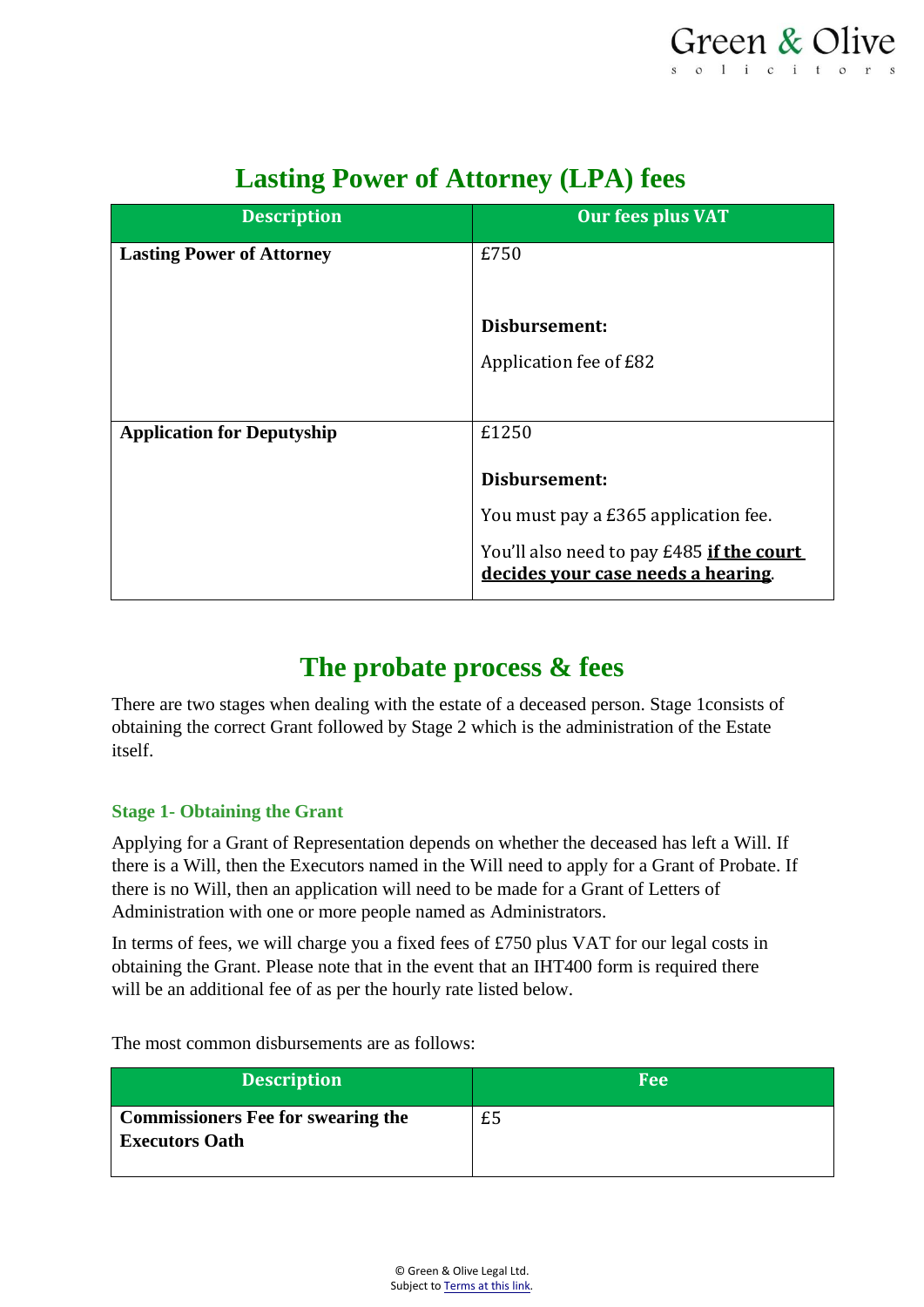# Lasting Power of Attorney (LPA) fees

| Description | Our fees plus VAT |
|---|---|
| **Lasting Power of Attorney** | £750<br><br>**Disbursement:**<br>Application fee of £82 |
| **Application for Deputyship** | £1250<br><br>**Disbursement:**<br>You must pay a £365 application fee.<br>You'll also need to pay £485 **if the court decides your case needs a hearing**. |

# The probate process & fees

There are two stages when dealing with the estate of a deceased person. Stage 1consists of obtaining the correct Grant followed by Stage 2 which is the administration of the Estate itself.

### Stage 1- Obtaining the Grant

Applying for a Grant of Representation depends on whether the deceased has left a Will. If there is a Will, then the Executors named in the Will need to apply for a Grant of Probate. If there is no Will, then an application will need to be made for a Grant of Letters of Administration with one or more people named as Administrators.

In terms of fees, we will charge you a fixed fees of £750 plus VAT for our legal costs in obtaining the Grant. Please note that in the event that an IHT400 form is required there will be an additional fee of as per the hourly rate listed below.

The most common disbursements are as follows:

| Description | Fee |
|---|---|
| **Commissioners Fee for swearing the Executors Oath** | £5 |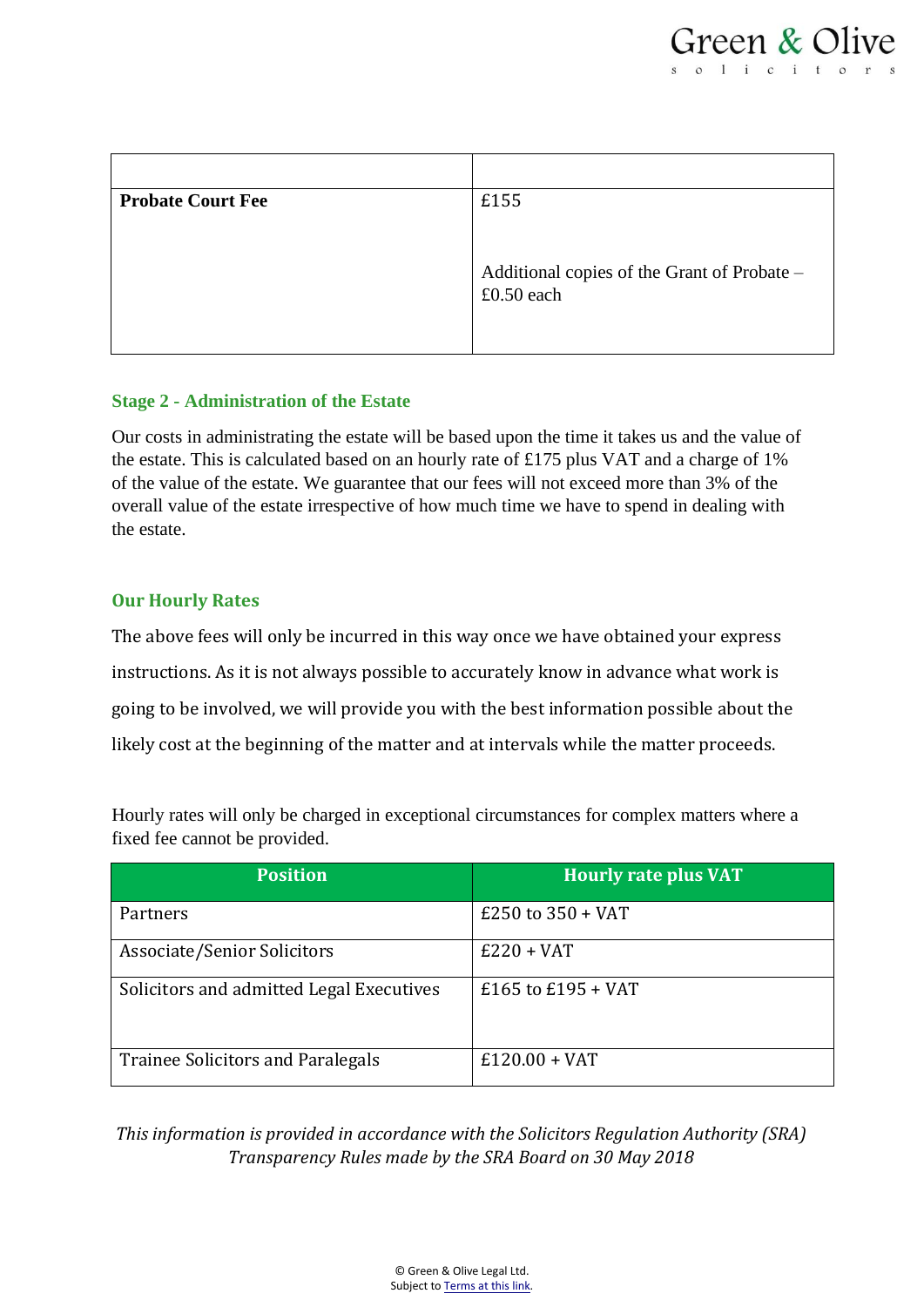| | |
|---|---|
| **Probate Court Fee** | £155<br><br>Additional copies of the Grant of Probate – £0.50 each |

## Stage 2 - Administration of the Estate

Our costs in administrating the estate will be based upon the time it takes us and the value of the estate. This is calculated based on an hourly rate of £175 plus VAT and a charge of 1% of the value of the estate. We guarantee that our fees will not exceed more than 3% of the overall value of the estate irrespective of how much time we have to spend in dealing with the estate.

## Our Hourly Rates

The above fees will only be incurred in this way once we have obtained your express instructions. As it is not always possible to accurately know in advance what work is going to be involved, we will provide you with the best information possible about the likely cost at the beginning of the matter and at intervals while the matter proceeds.

Hourly rates will only be charged in exceptional circumstances for complex matters where a fixed fee cannot be provided.

| Position | Hourly rate plus VAT |
|---|---|
| Partners | £250 to 350 + VAT |
| Associate/Senior Solicitors | £220 + VAT |
| Solicitors and admitted Legal Executives | £165 to £195 + VAT |
| Trainee Solicitors and Paralegals | £120.00 + VAT |

*This information is provided in accordance with the Solicitors Regulation Authority (SRA) Transparency Rules made by the SRA Board on 30 May 2018*

© Green & Olive Legal Ltd.
Subject to Terms at this link.